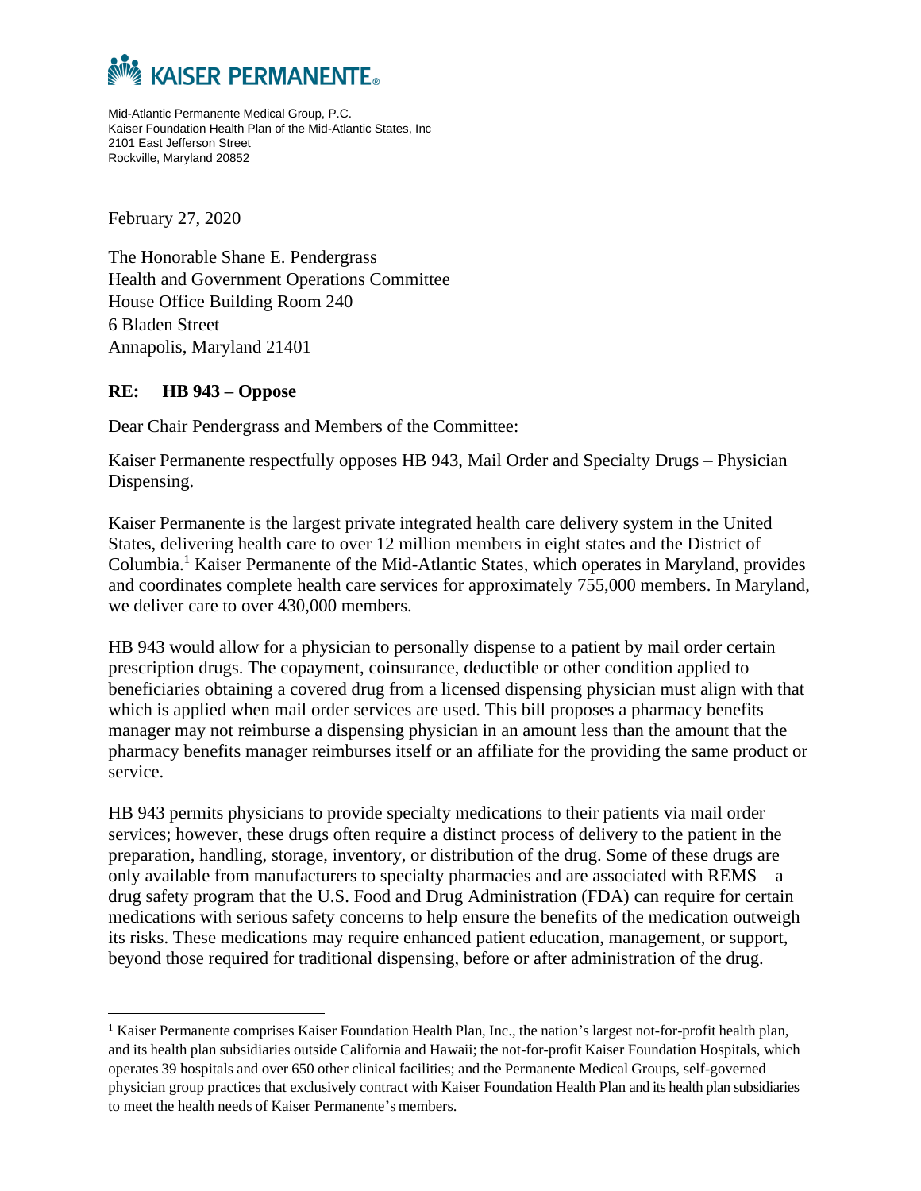# KAISER PERMANENTE®

Mid-Atlantic Permanente Medical Group, P.C.
Kaiser Foundation Health Plan of the Mid-Atlantic States, Inc
2101 East Jefferson Street
Rockville, Maryland 20852

February 27, 2020

The Honorable Shane E. Pendergrass
Health and Government Operations Committee
House Office Building Room 240
6 Bladen Street
Annapolis, Maryland 21401

**RE: HB 943 – Oppose**

Dear Chair Pendergrass and Members of the Committee:

Kaiser Permanente respectfully opposes HB 943, Mail Order and Specialty Drugs – Physician Dispensing.

Kaiser Permanente is the largest private integrated health care delivery system in the United States, delivering health care to over 12 million members in eight states and the District of Columbia.[1] Kaiser Permanente of the Mid-Atlantic States, which operates in Maryland, provides and coordinates complete health care services for approximately 755,000 members. In Maryland, we deliver care to over 430,000 members.

HB 943 would allow for a physician to personally dispense to a patient by mail order certain prescription drugs. The copayment, coinsurance, deductible or other condition applied to beneficiaries obtaining a covered drug from a licensed dispensing physician must align with that which is applied when mail order services are used. This bill proposes a pharmacy benefits manager may not reimburse a dispensing physician in an amount less than the amount that the pharmacy benefits manager reimburses itself or an affiliate for the providing the same product or service.

HB 943 permits physicians to provide specialty medications to their patients via mail order services; however, these drugs often require a distinct process of delivery to the patient in the preparation, handling, storage, inventory, or distribution of the drug. Some of these drugs are only available from manufacturers to specialty pharmacies and are associated with REMS – a drug safety program that the U.S. Food and Drug Administration (FDA) can require for certain medications with serious safety concerns to help ensure the benefits of the medication outweigh its risks. These medications may require enhanced patient education, management, or support, beyond those required for traditional dispensing, before or after administration of the drug.

---

[1] Kaiser Permanente comprises Kaiser Foundation Health Plan, Inc., the nation's largest not-for-profit health plan, and its health plan subsidiaries outside California and Hawaii; the not-for-profit Kaiser Foundation Hospitals, which operates 39 hospitals and over 650 other clinical facilities; and the Permanente Medical Groups, self-governed physician group practices that exclusively contract with Kaiser Foundation Health Plan and its health plan subsidiaries to meet the health needs of Kaiser Permanente's members.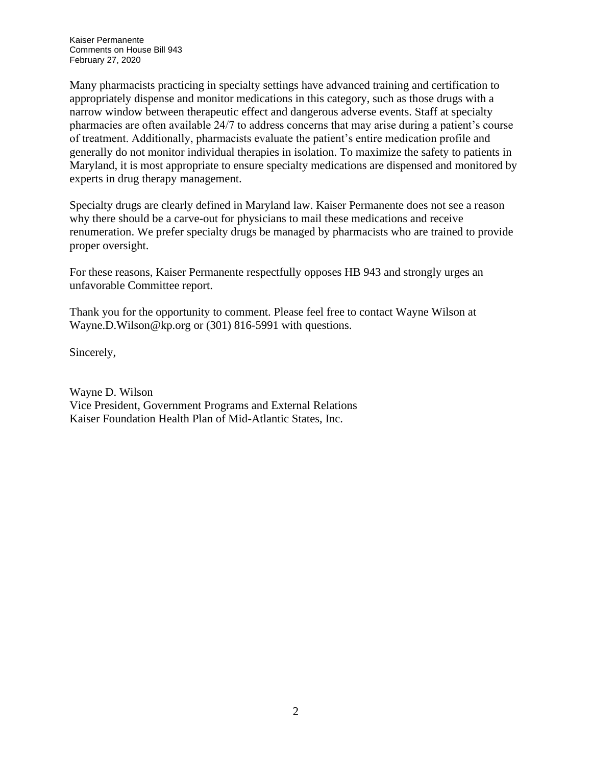Many pharmacists practicing in specialty settings have advanced training and certification to appropriately dispense and monitor medications in this category, such as those drugs with a narrow window between therapeutic effect and dangerous adverse events. Staff at specialty pharmacies are often available 24/7 to address concerns that may arise during a patient's course of treatment. Additionally, pharmacists evaluate the patient's entire medication profile and generally do not monitor individual therapies in isolation. To maximize the safety to patients in Maryland, it is most appropriate to ensure specialty medications are dispensed and monitored by experts in drug therapy management.

Specialty drugs are clearly defined in Maryland law. Kaiser Permanente does not see a reason why there should be a carve-out for physicians to mail these medications and receive renumeration. We prefer specialty drugs be managed by pharmacists who are trained to provide proper oversight.

For these reasons, Kaiser Permanente respectfully opposes HB 943 and strongly urges an unfavorable Committee report.

Thank you for the opportunity to comment. Please feel free to contact Wayne Wilson at Wayne.D.Wilson@kp.org or (301) 816-5991 with questions.

Sincerely,

Wayne D. Wilson  
Vice President, Government Programs and External Relations  
Kaiser Foundation Health Plan of Mid-Atlantic States, Inc.